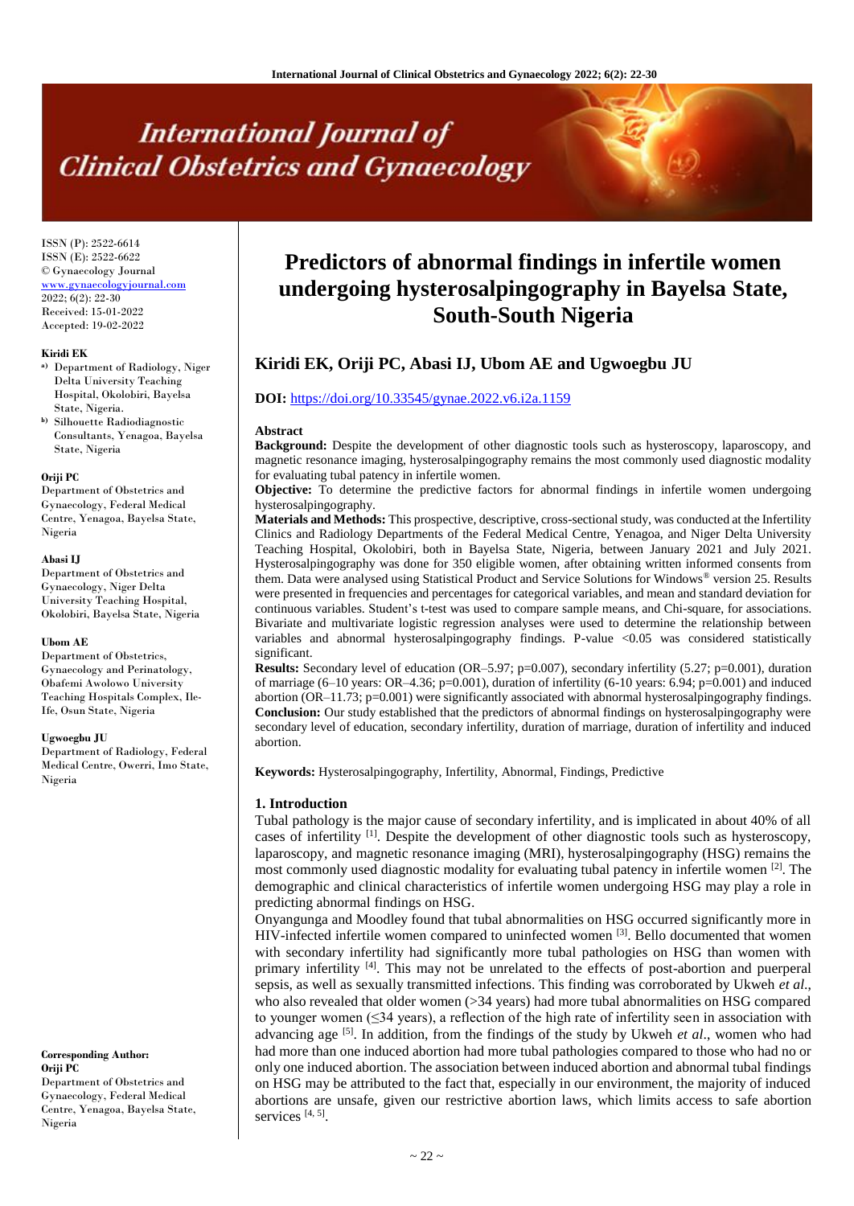# Predictors of abnormal findings in infertile women undergoing hysterosalpingography in Bayelsa State, South-South Nigeria

**Kiridi EK, Oriji PC, Abasi IJ, Ubom AE and Ugwoegbu JU**

**DOI:** https://doi.org/10.33545/gynae.2022.v6.i2a.1159

ISSN (P): 2522-6614
ISSN (E): 2522-6622
© Gynaecology Journal
www.gynaecologyjournal.com
2022; 6(2): 22-30
Received: 15-01-2022
Accepted: 19-02-2022

**Kiridi EK**
[a] Department of Radiology, Niger Delta University Teaching Hospital, Okolobiri, Bayelsa State, Nigeria.
[b] Silhouette Radiodiagnostic Consultants, Yenagoa, Bayelsa State, Nigeria

**Oriji PC**
Department of Obstetrics and Gynaecology, Federal Medical Centre, Yenagoa, Bayelsa State, Nigeria

**Abasi IJ**
Department of Obstetrics and Gynaecology, Niger Delta University Teaching Hospital, Okolobiri, Bayelsa State, Nigeria

**Ubom AE**
Department of Obstetrics, Gynaecology and Perinatology, Obafemi Awolowo University Teaching Hospitals Complex, Ile-Ife, Osun State, Nigeria

**Ugwoegbu JU**
Department of Radiology, Federal Medical Centre, Owerri, Imo State, Nigeria

**Corresponding Author:**
**Oriji PC**
Department of Obstetrics and Gynaecology, Federal Medical Centre, Yenagoa, Bayelsa State, Nigeria

### Abstract

**Background:** Despite the development of other diagnostic tools such as hysteroscopy, laparoscopy, and magnetic resonance imaging, hysterosalpingography remains the most commonly used diagnostic modality for evaluating tubal patency in infertile women.

**Objective:** To determine the predictive factors for abnormal findings in infertile women undergoing hysterosalpingography.

**Materials and Methods:** This prospective, descriptive, cross-sectional study, was conducted at the Infertility Clinics and Radiology Departments of the Federal Medical Centre, Yenagoa, and Niger Delta University Teaching Hospital, Okolobiri, both in Bayelsa State, Nigeria, between January 2021 and July 2021. Hysterosalpingography was done for 350 eligible women, after obtaining written informed consents from them. Data were analysed using Statistical Product and Service Solutions for Windows® version 25. Results were presented in frequencies and percentages for categorical variables, and mean and standard deviation for continuous variables. Student's t-test was used to compare sample means, and Chi-square, for associations. Bivariate and multivariate logistic regression analyses were used to determine the relationship between variables and abnormal hysterosalpingography findings. P-value <0.05 was considered statistically significant.

**Results:** Secondary level of education (OR–5.97; p=0.007), secondary infertility (5.27; p=0.001), duration of marriage (6–10 years: OR–4.36; p=0.001), duration of infertility (6-10 years: 6.94; p=0.001) and induced abortion (OR–11.73; p=0.001) were significantly associated with abnormal hysterosalpingography findings.

**Conclusion:** Our study established that the predictors of abnormal findings on hysterosalpingography were secondary level of education, secondary infertility, duration of marriage, duration of infertility and induced abortion.

**Keywords:** Hysterosalpingography, Infertility, Abnormal, Findings, Predictive

## 1. Introduction

Tubal pathology is the major cause of secondary infertility, and is implicated in about 40% of all cases of infertility [1]. Despite the development of other diagnostic tools such as hysteroscopy, laparoscopy, and magnetic resonance imaging (MRI), hysterosalpingography (HSG) remains the most commonly used diagnostic modality for evaluating tubal patency in infertile women [2]. The demographic and clinical characteristics of infertile women undergoing HSG may play a role in predicting abnormal findings on HSG.

Onyangunga and Moodley found that tubal abnormalities on HSG occurred significantly more in HIV-infected infertile women compared to uninfected women [3]. Bello documented that women with secondary infertility had significantly more tubal pathologies on HSG than women with primary infertility [4]. This may not be unrelated to the effects of post-abortion and puerperal sepsis, as well as sexually transmitted infections. This finding was corroborated by Ukweh *et al*., who also revealed that older women (>34 years) had more tubal abnormalities on HSG compared to younger women (≤34 years), a reflection of the high rate of infertility seen in association with advancing age [5]. In addition, from the findings of the study by Ukweh *et al*., women who had had more than one induced abortion had more tubal pathologies compared to those who had no or only one induced abortion. The association between induced abortion and abnormal tubal findings on HSG may be attributed to the fact that, especially in our environment, the majority of induced abortions are unsafe, given our restrictive abortion laws, which limits access to safe abortion services [4, 5].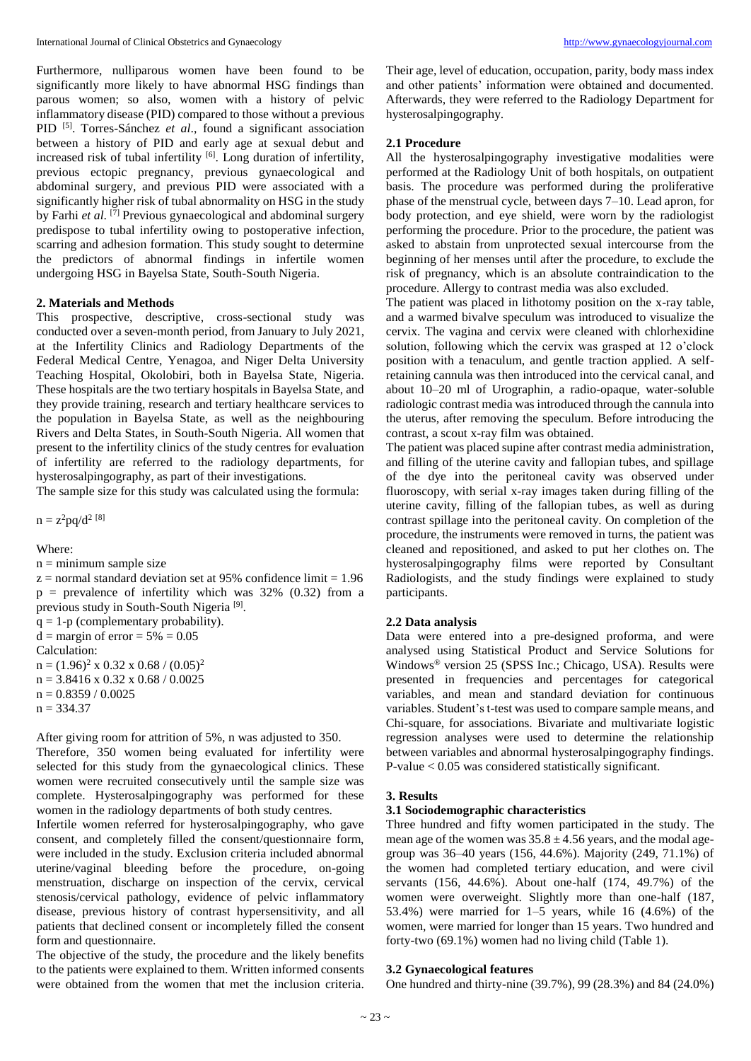Furthermore, nulliparous women have been found to be significantly more likely to have abnormal HSG findings than parous women; so also, women with a history of pelvic inflammatory disease (PID) compared to those without a previous PID [5]. Torres-Sánchez *et al*., found a significant association between a history of PID and early age at sexual debut and increased risk of tubal infertility [6]. Long duration of infertility, previous ectopic pregnancy, previous gynaecological and abdominal surgery, and previous PID were associated with a significantly higher risk of tubal abnormality on HSG in the study by Farhi *et al*. [7] Previous gynaecological and abdominal surgery predispose to tubal infertility owing to postoperative infection, scarring and adhesion formation. This study sought to determine the predictors of abnormal findings in infertile women undergoing HSG in Bayelsa State, South-South Nigeria.

## 2. Materials and Methods

This prospective, descriptive, cross-sectional study was conducted over a seven-month period, from January to July 2021, at the Infertility Clinics and Radiology Departments of the Federal Medical Centre, Yenagoa, and Niger Delta University Teaching Hospital, Okolobiri, both in Bayelsa State, Nigeria. These hospitals are the two tertiary hospitals in Bayelsa State, and they provide training, research and tertiary healthcare services to the population in Bayelsa State, as well as the neighbouring Rivers and Delta States, in South-South Nigeria. All women that present to the infertility clinics of the study centres for evaluation of infertility are referred to the radiology departments, for hysterosalpingography, as part of their investigations.

The sample size for this study was calculated using the formula:

$n = z^2pq/d^2$ [8]

Where:

$n$ = minimum sample size

$z$ = normal standard deviation set at 95% confidence limit = 1.96

$p$ = prevalence of infertility which was 32% (0.32) from a previous study in South-South Nigeria [9].

$q$ = 1-p (complementary probability).

$d$ = margin of error = 5% = 0.05

Calculation:

$n = (1.96)^2 \times 0.32 \times 0.68 / (0.05)^2$

$n = 3.8416 \times 0.32 \times 0.68 / 0.0025$

$n = 0.8359 / 0.0025$

$n = 334.37$

After giving room for attrition of 5%, n was adjusted to 350.

Therefore, 350 women being evaluated for infertility were selected for this study from the gynaecological clinics. These women were recruited consecutively until the sample size was complete. Hysterosalpingography was performed for these women in the radiology departments of both study centres.

Infertile women referred for hysterosalpingography, who gave consent, and completely filled the consent/questionnaire form, were included in the study. Exclusion criteria included abnormal uterine/vaginal bleeding before the procedure, on-going menstruation, discharge on inspection of the cervix, cervical stenosis/cervical pathology, evidence of pelvic inflammatory disease, previous history of contrast hypersensitivity, and all patients that declined consent or incompletely filled the consent form and questionnaire.

The objective of the study, the procedure and the likely benefits to the patients were explained to them. Written informed consents were obtained from the women that met the inclusion criteria. Their age, level of education, occupation, parity, body mass index and other patients' information were obtained and documented. Afterwards, they were referred to the Radiology Department for hysterosalpingography.

### 2.1 Procedure

All the hysterosalpingography investigative modalities were performed at the Radiology Unit of both hospitals, on outpatient basis. The procedure was performed during the proliferative phase of the menstrual cycle, between days 7–10. Lead apron, for body protection, and eye shield, were worn by the radiologist performing the procedure. Prior to the procedure, the patient was asked to abstain from unprotected sexual intercourse from the beginning of her menses until after the procedure, to exclude the risk of pregnancy, which is an absolute contraindication to the procedure. Allergy to contrast media was also excluded.

The patient was placed in lithotomy position on the x-ray table, and a warmed bivalve speculum was introduced to visualize the cervix. The vagina and cervix were cleaned with chlorhexidine solution, following which the cervix was grasped at 12 o'clock position with a tenaculum, and gentle traction applied. A self-retaining cannula was then introduced into the cervical canal, and about 10–20 ml of Urographin, a radio-opaque, water-soluble radiologic contrast media was introduced through the cannula into the uterus, after removing the speculum. Before introducing the contrast, a scout x-ray film was obtained.

The patient was placed supine after contrast media administration, and filling of the uterine cavity and fallopian tubes, and spillage of the dye into the peritoneal cavity was observed under fluoroscopy, with serial x-ray images taken during filling of the uterine cavity, filling of the fallopian tubes, as well as during contrast spillage into the peritoneal cavity. On completion of the procedure, the instruments were removed in turns, the patient was cleaned and repositioned, and asked to put her clothes on. The hysterosalpingography films were reported by Consultant Radiologists, and the study findings were explained to study participants.

### 2.2 Data analysis

Data were entered into a pre-designed proforma, and were analysed using Statistical Product and Service Solutions for Windows® version 25 (SPSS Inc.; Chicago, USA). Results were presented in frequencies and percentages for categorical variables, and mean and standard deviation for continuous variables. Student's t-test was used to compare sample means, and Chi-square, for associations. Bivariate and multivariate logistic regression analyses were used to determine the relationship between variables and abnormal hysterosalpingography findings. P-value < 0.05 was considered statistically significant.

## 3. Results

### 3.1 Sociodemographic characteristics

Three hundred and fifty women participated in the study. The mean age of the women was 35.8 ± 4.56 years, and the modal age-group was 36–40 years (156, 44.6%). Majority (249, 71.1%) of the women had completed tertiary education, and were civil servants (156, 44.6%). About one-half (174, 49.7%) of the women were overweight. Slightly more than one-half (187, 53.4%) were married for 1–5 years, while 16 (4.6%) of the women, were married for longer than 15 years. Two hundred and forty-two (69.1%) women had no living child (Table 1).

### 3.2 Gynaecological features

One hundred and thirty-nine (39.7%), 99 (28.3%) and 84 (24.0%)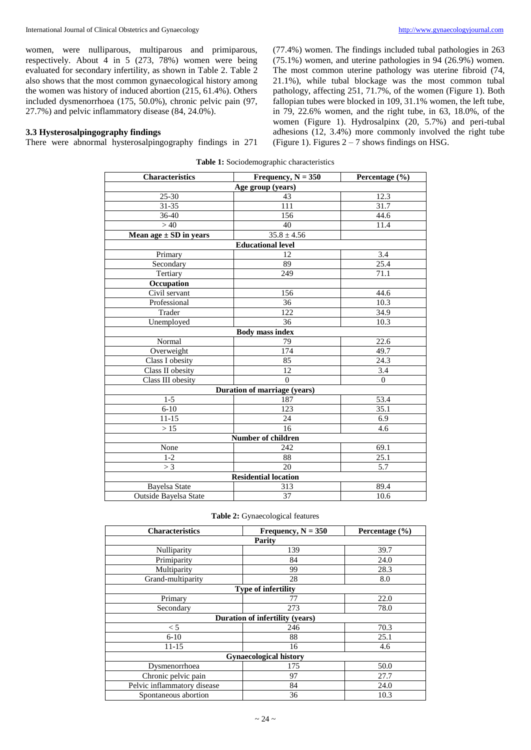women, were nulliparous, multiparous and primiparous, respectively. About 4 in 5 (273, 78%) women were being evaluated for secondary infertility, as shown in Table 2. Table 2 also shows that the most common gynaecological history among the women was history of induced abortion (215, 61.4%). Others included dysmenorrhoea (175, 50.0%), chronic pelvic pain (97, 27.7%) and pelvic inflammatory disease (84, 24.0%).

### 3.3 Hysterosalpingography findings

There were abnormal hysterosalpingography findings in 271 (77.4%) women. The findings included tubal pathologies in 263 (75.1%) women, and uterine pathologies in 94 (26.9%) women. The most common uterine pathology was uterine fibroid (74, 21.1%), while tubal blockage was the most common tubal pathology, affecting 251, 71.7%, of the women (Figure 1). Both fallopian tubes were blocked in 109, 31.1% women, the left tube, in 79, 22.6% women, and the right tube, in 63, 18.0%, of the women (Figure 1). Hydrosalpinx (20, 5.7%) and peri-tubal adhesions (12, 3.4%) more commonly involved the right tube (Figure 1). Figures 2 – 7 shows findings on HSG.

**Table 1:** Sociodemographic characteristics

| Characteristics | Frequency, N = 350 | Percentage (%) |
|---|---|---|
| **Age group (years)** | | |
| 25-30 | 43 | 12.3 |
| 31-35 | 111 | 31.7 |
| 36-40 | 156 | 44.6 |
| > 40 | 40 | 11.4 |
| **Mean age ± SD in years** | 35.8 ± 4.56 | |
| **Educational level** | | |
| Primary | 12 | 3.4 |
| Secondary | 89 | 25.4 |
| Tertiary | 249 | 71.1 |
| **Occupation** | | |
| Civil servant | 156 | 44.6 |
| Professional | 36 | 10.3 |
| Trader | 122 | 34.9 |
| Unemployed | 36 | 10.3 |
| **Body mass index** | | |
| Normal | 79 | 22.6 |
| Overweight | 174 | 49.7 |
| Class I obesity | 85 | 24.3 |
| Class II obesity | 12 | 3.4 |
| Class III obesity | 0 | 0 |
| **Duration of marriage (years)** | | |
| 1-5 | 187 | 53.4 |
| 6-10 | 123 | 35.1 |
| 11-15 | 24 | 6.9 |
| > 15 | 16 | 4.6 |
| **Number of children** | | |
| None | 242 | 69.1 |
| 1-2 | 88 | 25.1 |
| > 3 | 20 | 5.7 |
| **Residential location** | | |
| Bayelsa State | 313 | 89.4 |
| Outside Bayelsa State | 37 | 10.6 |

**Table 2:** Gynaecological features

| Characteristics | Frequency, N = 350 | Percentage (%) |
|---|---|---|
| **Parity** | | |
| Nulliparity | 139 | 39.7 |
| Primiparity | 84 | 24.0 |
| Multiparity | 99 | 28.3 |
| Grand-multiparity | 28 | 8.0 |
| **Type of infertility** | | |
| Primary | 77 | 22.0 |
| Secondary | 273 | 78.0 |
| **Duration of infertility (years)** | | |
| < 5 | 246 | 70.3 |
| 6-10 | 88 | 25.1 |
| 11-15 | 16 | 4.6 |
| **Gynaecological history** | | |
| Dysmenorrhoea | 175 | 50.0 |
| Chronic pelvic pain | 97 | 27.7 |
| Pelvic inflammatory disease | 84 | 24.0 |
| Spontaneous abortion | 36 | 10.3 |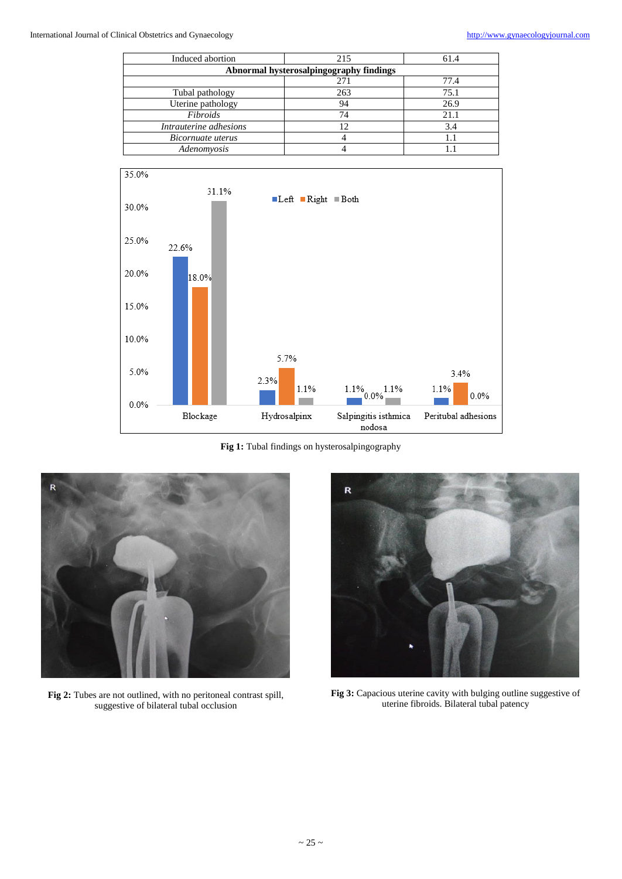| Induced abortion | 215 | 61.4 |
|---|---|---|
| **Abnormal hysterosalpingography findings** | | |
| | 271 | 77.4 |
| Tubal pathology | 263 | 75.1 |
| Uterine pathology | 94 | 26.9 |
| *Fibroids* | 74 | 21.1 |
| *Intrauterine adhesions* | 12 | 3.4 |
| *Bicornuate uterus* | 4 | 1.1 |
| *Adenomyosis* | 4 | 1.1 |

**Fig 1:** Tubal findings on hysterosalpingography

**Fig 2:** Tubes are not outlined, with no peritoneal contrast spill, suggestive of bilateral tubal occlusion

**Fig 3:** Capacious uterine cavity with bulging outline suggestive of uterine fibroids. Bilateral tubal patency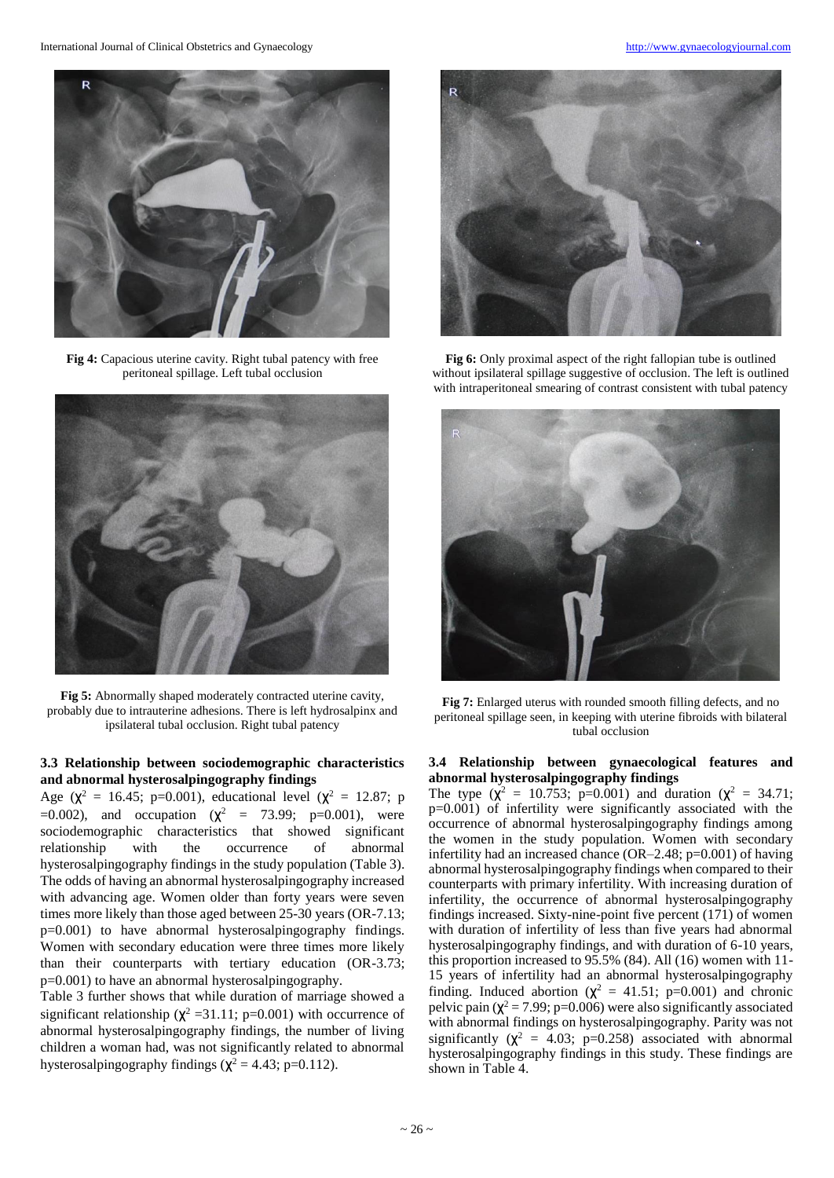Fig 4: Capacious uterine cavity. Right tubal patency with free peritoneal spillage. Left tubal occlusion

Fig 5: Abnormally shaped moderately contracted uterine cavity, probably due to intrauterine adhesions. There is left hydrosalpinx and ipsilateral tubal occlusion. Right tubal patency

Fig 6: Only proximal aspect of the right fallopian tube is outlined without ipsilateral spillage suggestive of occlusion. The left is outlined with intraperitoneal smearing of contrast consistent with tubal patency

Fig 7: Enlarged uterus with rounded smooth filling defects, and no peritoneal spillage seen, in keeping with uterine fibroids with bilateral tubal occlusion

### 3.3 Relationship between sociodemographic characteristics and abnormal hysterosalpingography findings

Age ($\chi^2$ = 16.45; p=0.001), educational level ($\chi^2$ = 12.87; p =0.002), and occupation ($\chi^2$ = 73.99; p=0.001), were sociodemographic characteristics that showed significant relationship with the occurrence of abnormal hysterosalpingography findings in the study population (Table 3). The odds of having an abnormal hysterosalpingography increased with advancing age. Women older than forty years were seven times more likely than those aged between 25-30 years (OR-7.13; p=0.001) to have abnormal hysterosalpingography findings. Women with secondary education were three times more likely than their counterparts with tertiary education (OR-3.73; p=0.001) to have an abnormal hysterosalpingography.

Table 3 further shows that while duration of marriage showed a significant relationship ($\chi^2$ =31.11; p=0.001) with occurrence of abnormal hysterosalpingography findings, the number of living children a woman had, was not significantly related to abnormal hysterosalpingography findings ($\chi^2$ = 4.43; p=0.112).

### 3.4 Relationship between gynaecological features and abnormal hysterosalpingography findings

The type ($\chi^2$ = 10.753; p=0.001) and duration ($\chi^2$ = 34.71; p=0.001) of infertility were significantly associated with the occurrence of abnormal hysterosalpingography findings among the women in the study population. Women with secondary infertility had an increased chance (OR–2.48; p=0.001) of having abnormal hysterosalpingography findings when compared to their counterparts with primary infertility. With increasing duration of infertility, the occurrence of abnormal hysterosalpingography findings increased. Sixty-nine-point five percent (171) of women with duration of infertility of less than five years had abnormal hysterosalpingography findings, and with duration of 6-10 years, this proportion increased to 95.5% (84). All (16) women with 11-15 years of infertility had an abnormal hysterosalpingography finding. Induced abortion ($\chi^2$ = 41.51; p=0.001) and chronic pelvic pain ($\chi^2$ = 7.99; p=0.006) were also significantly associated with abnormal findings on hysterosalpingography. Parity was not significantly ($\chi^2$ = 4.03; p=0.258) associated with abnormal hysterosalpingography findings in this study. These findings are shown in Table 4.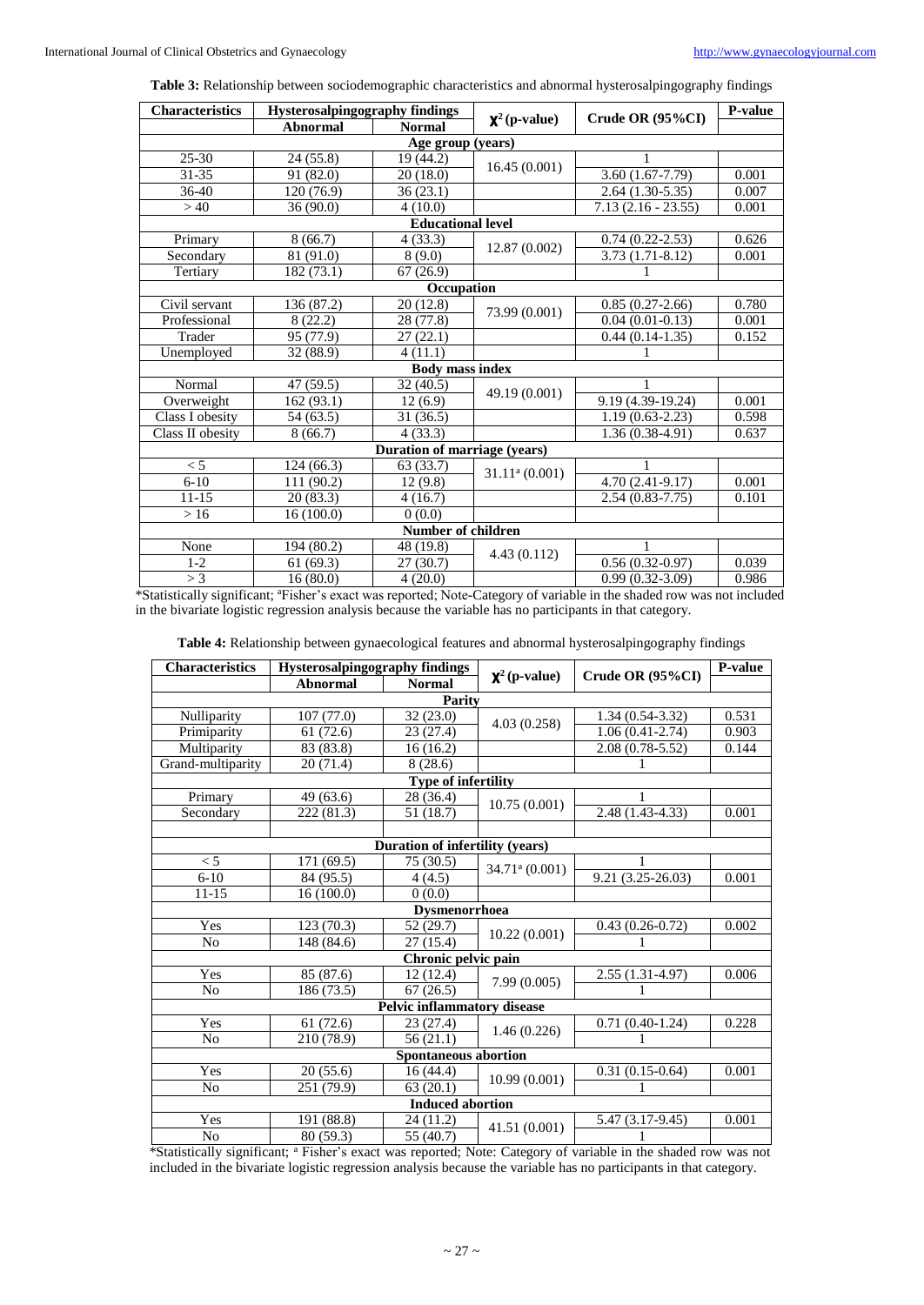**Table 3:** Relationship between sociodemographic characteristics and abnormal hysterosalpingography findings

| Characteristics | Hysterosalpingography findings | | $\chi^2$ (p-value) | Crude OR (95%CI) | P-value |
|---|---|---|---|---|---|
| | Abnormal | Normal | | | |
| **Age group (years)** | | | | | |
| 25-30 | 24 (55.8) | 19 (44.2) | 16.45 (0.001) | 1 | |
| 31-35 | 91 (82.0) | 20 (18.0) | | 3.60 (1.67-7.79) | 0.001 |
| 36-40 | 120 (76.9) | 36 (23.1) | | 2.64 (1.30-5.35) | 0.007 |
| > 40 | 36 (90.0) | 4 (10.0) | | 7.13 (2.16 - 23.55) | 0.001 |
| **Educational level** | | | | | |
| Primary | 8 (66.7) | 4 (33.3) | 12.87 (0.002) | 0.74 (0.22-2.53) | 0.626 |
| Secondary | 81 (91.0) | 8 (9.0) | | 3.73 (1.71-8.12) | 0.001 |
| Tertiary | 182 (73.1) | 67 (26.9) | | 1 | |
| **Occupation** | | | | | |
| Civil servant | 136 (87.2) | 20 (12.8) | 73.99 (0.001) | 0.85 (0.27-2.66) | 0.780 |
| Professional | 8 (22.2) | 28 (77.8) | | 0.04 (0.01-0.13) | 0.001 |
| Trader | 95 (77.9) | 27 (22.1) | | 0.44 (0.14-1.35) | 0.152 |
| Unemployed | 32 (88.9) | 4 (11.1) | | 1 | |
| **Body mass index** | | | | | |
| Normal | 47 (59.5) | 32 (40.5) | 49.19 (0.001) | 1 | |
| Overweight | 162 (93.1) | 12 (6.9) | | 9.19 (4.39-19.24) | 0.001 |
| Class I obesity | 54 (63.5) | 31 (36.5) | | 1.19 (0.63-2.23) | 0.598 |
| Class II obesity | 8 (66.7) | 4 (33.3) | | 1.36 (0.38-4.91) | 0.637 |
| **Duration of marriage (years)** | | | | | |
| < 5 | 124 (66.3) | 63 (33.7) | 31.11[a] (0.001) | 1 | |
| 6-10 | 111 (90.2) | 12 (9.8) | | 4.70 (2.41-9.17) | 0.001 |
| 11-15 | 20 (83.3) | 4 (16.7) | | 2.54 (0.83-7.75) | 0.101 |
| > 16 | 16 (100.0) | 0 (0.0) | | | |
| **Number of children** | | | | | |
| None | 194 (80.2) | 48 (19.8) | 4.43 (0.112) | 1 | |
| 1-2 | 61 (69.3) | 27 (30.7) | | 0.56 (0.32-0.97) | 0.039 |
| > 3 | 16 (80.0) | 4 (20.0) | | 0.99 (0.32-3.09) | 0.986 |

*Statistically significant; [a]Fisher's exact was reported; Note-Category of variable in the shaded row was not included in the bivariate logistic regression analysis because the variable has no participants in that category.

**Table 4:** Relationship between gynaecological features and abnormal hysterosalpingography findings

| Characteristics | Hysterosalpingography findings | | $\chi^2$ (p-value) | Crude OR (95%CI) | P-value |
|---|---|---|---|---|---|
| | Abnormal | Normal | | | |
| **Parity** | | | | | |
| Nulliparity | 107 (77.0) | 32 (23.0) | 4.03 (0.258) | 1.34 (0.54-3.32) | 0.531 |
| Primiparity | 61 (72.6) | 23 (27.4) | | 1.06 (0.41-2.74) | 0.903 |
| Multiparity | 83 (83.8) | 16 (16.2) | | 2.08 (0.78-5.52) | 0.144 |
| Grand-multiparity | 20 (71.4) | 8 (28.6) | | 1 | |
| **Type of infertility** | | | | | |
| Primary | 49 (63.6) | 28 (36.4) | 10.75 (0.001) | 1 | |
| Secondary | 222 (81.3) | 51 (18.7) | | 2.48 (1.43-4.33) | 0.001 |
| **Duration of infertility (years)** | | | | | |
| < 5 | 171 (69.5) | 75 (30.5) | 34.71[a] (0.001) | 1 | |
| 6-10 | 84 (95.5) | 4 (4.5) | | 9.21 (3.25-26.03) | 0.001 |
| 11-15 | 16 (100.0) | 0 (0.0) | | | |
| **Dysmenorrhoea** | | | | | |
| Yes | 123 (70.3) | 52 (29.7) | 10.22 (0.001) | 0.43 (0.26-0.72) | 0.002 |
| No | 148 (84.6) | 27 (15.4) | | 1 | |
| **Chronic pelvic pain** | | | | | |
| Yes | 85 (87.6) | 12 (12.4) | 7.99 (0.005) | 2.55 (1.31-4.97) | 0.006 |
| No | 186 (73.5) | 67 (26.5) | | 1 | |
| **Pelvic inflammatory disease** | | | | | |
| Yes | 61 (72.6) | 23 (27.4) | 1.46 (0.226) | 0.71 (0.40-1.24) | 0.228 |
| No | 210 (78.9) | 56 (21.1) | | 1 | |
| **Spontaneous abortion** | | | | | |
| Yes | 20 (55.6) | 16 (44.4) | 10.99 (0.001) | 0.31 (0.15-0.64) | 0.001 |
| No | 251 (79.9) | 63 (20.1) | | 1 | |
| **Induced abortion** | | | | | |
| Yes | 191 (88.8) | 24 (11.2) | 41.51 (0.001) | 5.47 (3.17-9.45) | 0.001 |
| No | 80 (59.3) | 55 (40.7) | | 1 | |

*Statistically significant; [a] Fisher's exact was reported; Note: Category of variable in the shaded row was not included in the bivariate logistic regression analysis because the variable has no participants in that category.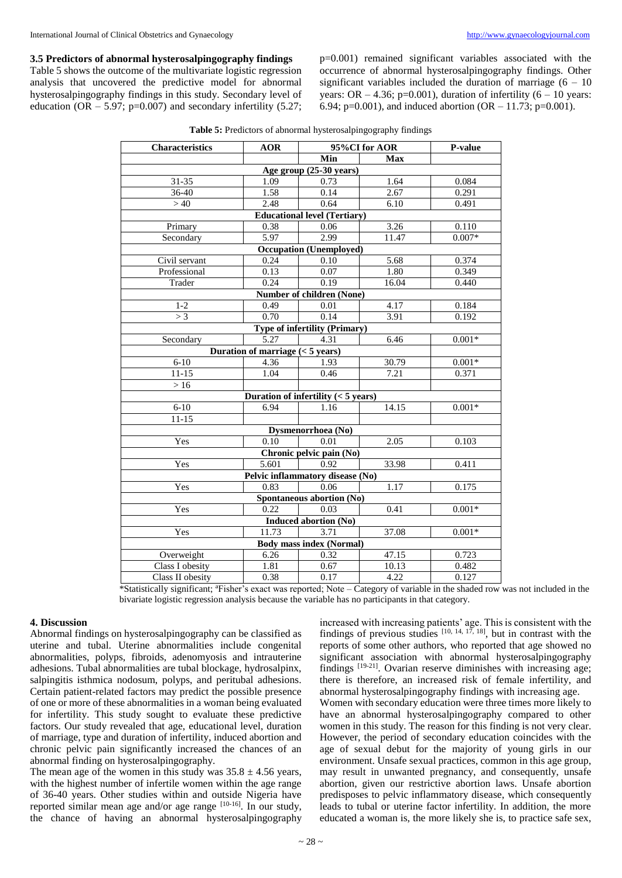### 3.5 Predictors of abnormal hysterosalpingography findings

Table 5 shows the outcome of the multivariate logistic regression analysis that uncovered the predictive model for abnormal hysterosalpingography findings in this study. Secondary level of education (OR – 5.97; p=0.007) and secondary infertility (5.27; p=0.001) remained significant variables associated with the occurrence of abnormal hysterosalpingography findings. Other significant variables included the duration of marriage (6 – 10 years: OR – 4.36; p=0.001), duration of infertility (6 – 10 years: 6.94; p=0.001), and induced abortion (OR – 11.73; p=0.001).

**Table 5:** Predictors of abnormal hysterosalpingography findings

| Characteristics | AOR | 95%CI for AOR | | P-value |
|---|---|---|---|---|
| | | Min | Max | |
| **Age group (25-30 years)** | | | | |
| 31-35 | 1.09 | 0.73 | 1.64 | 0.084 |
| 36-40 | 1.58 | 0.14 | 2.67 | 0.291 |
| > 40 | 2.48 | 0.64 | 6.10 | 0.491 |
| **Educational level (Tertiary)** | | | | |
| Primary | 0.38 | 0.06 | 3.26 | 0.110 |
| Secondary | 5.97 | 2.99 | 11.47 | 0.007* |
| **Occupation (Unemployed)** | | | | |
| Civil servant | 0.24 | 0.10 | 5.68 | 0.374 |
| Professional | 0.13 | 0.07 | 1.80 | 0.349 |
| Trader | 0.24 | 0.19 | 16.04 | 0.440 |
| **Number of children (None)** | | | | |
| 1-2 | 0.49 | 0.01 | 4.17 | 0.184 |
| > 3 | 0.70 | 0.14 | 3.91 | 0.192 |
| **Type of infertility (Primary)** | | | | |
| Secondary | 5.27 | 4.31 | 6.46 | 0.001* |
| **Duration of marriage (< 5 years)** | | | | |
| 6-10 | 4.36 | 1.93 | 30.79 | 0.001* |
| 11-15 | 1.04 | 0.46 | 7.21 | 0.371 |
| > 16 | | | | |
| **Duration of infertility (< 5 years)** | | | | |
| 6-10 | 6.94 | 1.16 | 14.15 | 0.001* |
| 11-15 | | | | |
| **Dysmenorrhoea (No)** | | | | |
| Yes | 0.10 | 0.01 | 2.05 | 0.103 |
| **Chronic pelvic pain (No)** | | | | |
| Yes | 5.601 | 0.92 | 33.98 | 0.411 |
| **Pelvic inflammatory disease (No)** | | | | |
| Yes | 0.83 | 0.06 | 1.17 | 0.175 |
| **Spontaneous abortion (No)** | | | | |
| Yes | 0.22 | 0.03 | 0.41 | 0.001* |
| **Induced abortion (No)** | | | | |
| Yes | 11.73 | 3.71 | 37.08 | 0.001* |
| **Body mass index (Normal)** | | | | |
| Overweight | 6.26 | 0.32 | 47.15 | 0.723 |
| Class I obesity | 1.81 | 0.67 | 10.13 | 0.482 |
| Class II obesity | 0.38 | 0.17 | 4.22 | 0.127 |

*Statistically significant; [a]Fisher's exact was reported; Note – Category of variable in the shaded row was not included in the bivariate logistic regression analysis because the variable has no participants in that category.

## 4. Discussion

Abnormal findings on hysterosalpingography can be classified as uterine and tubal. Uterine abnormalities include congenital abnormalities, polyps, fibroids, adenomyosis and intrauterine adhesions. Tubal abnormalities are tubal blockage, hydrosalpinx, salpingitis isthmica nodosum, polyps, and peritubal adhesions. Certain patient-related factors may predict the possible presence of one or more of these abnormalities in a woman being evaluated for infertility. This study sought to evaluate these predictive factors. Our study revealed that age, educational level, duration of marriage, type and duration of infertility, induced abortion and chronic pelvic pain significantly increased the chances of an abnormal finding on hysterosalpingography.

The mean age of the women in this study was 35.8 ± 4.56 years, with the highest number of infertile women within the age range of 36-40 years. Other studies within and outside Nigeria have reported similar mean age and/or age range [10-16]. In our study, the chance of having an abnormal hysterosalpingography increased with increasing patients' age. This is consistent with the findings of previous studies [10, 14, 17, 18], but in contrast with the reports of some other authors, who reported that age showed no significant association with abnormal hysterosalpingography findings [19-21]. Ovarian reserve diminishes with increasing age; there is therefore, an increased risk of female infertility, and abnormal hysterosalpingography findings with increasing age.

Women with secondary education were three times more likely to have an abnormal hysterosalpingography compared to other women in this study. The reason for this finding is not very clear. However, the period of secondary education coincides with the age of sexual debut for the majority of young girls in our environment. Unsafe sexual practices, common in this age group, may result in unwanted pregnancy, and consequently, unsafe abortion, given our restrictive abortion laws. Unsafe abortion predisposes to pelvic inflammatory disease, which consequently leads to tubal or uterine factor infertility. In addition, the more educated a woman is, the more likely she is, to practice safe sex,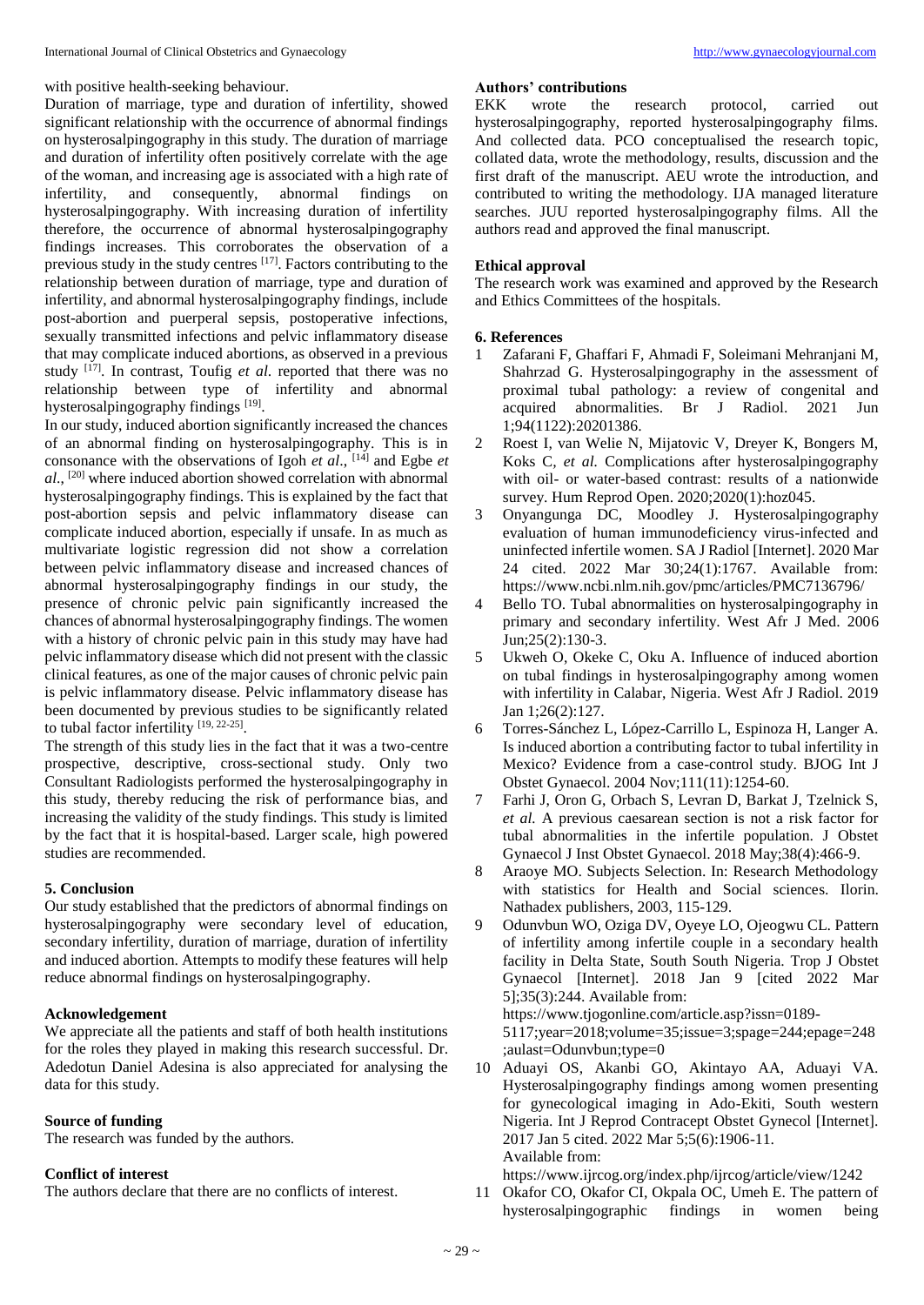with positive health-seeking behaviour.

Duration of marriage, type and duration of infertility, showed significant relationship with the occurrence of abnormal findings on hysterosalpingography in this study. The duration of marriage and duration of infertility often positively correlate with the age of the woman, and increasing age is associated with a high rate of infertility, and consequently, abnormal findings on hysterosalpingography. With increasing duration of infertility therefore, the occurrence of abnormal hysterosalpingography findings increases. This corroborates the observation of a previous study in the study centres [17]. Factors contributing to the relationship between duration of marriage, type and duration of infertility, and abnormal hysterosalpingography findings, include post-abortion and puerperal sepsis, postoperative infections, sexually transmitted infections and pelvic inflammatory disease that may complicate induced abortions, as observed in a previous study [17]. In contrast, Toufig *et al.* reported that there was no relationship between type of infertility and abnormal hysterosalpingography findings [19].

In our study, induced abortion significantly increased the chances of an abnormal finding on hysterosalpingography. This is in consonance with the observations of Igoh *et al*., [14] and Egbe *et al*., [20] where induced abortion showed correlation with abnormal hysterosalpingography findings. This is explained by the fact that post-abortion sepsis and pelvic inflammatory disease can complicate induced abortion, especially if unsafe. In as much as multivariate logistic regression did not show a correlation between pelvic inflammatory disease and increased chances of abnormal hysterosalpingography findings in our study, the presence of chronic pelvic pain significantly increased the chances of abnormal hysterosalpingography findings. The women with a history of chronic pelvic pain in this study may have had pelvic inflammatory disease which did not present with the classic clinical features, as one of the major causes of chronic pelvic pain is pelvic inflammatory disease. Pelvic inflammatory disease has been documented by previous studies to be significantly related to tubal factor infertility [19, 22-25].

The strength of this study lies in the fact that it was a two-centre prospective, descriptive, cross-sectional study. Only two Consultant Radiologists performed the hysterosalpingography in this study, thereby reducing the risk of performance bias, and increasing the validity of the study findings. This study is limited by the fact that it is hospital-based. Larger scale, high powered studies are recommended.

## 5. Conclusion

Our study established that the predictors of abnormal findings on hysterosalpingography were secondary level of education, secondary infertility, duration of marriage, duration of infertility and induced abortion. Attempts to modify these features will help reduce abnormal findings on hysterosalpingography.

### Acknowledgement

We appreciate all the patients and staff of both health institutions for the roles they played in making this research successful. Dr. Adedotun Daniel Adesina is also appreciated for analysing the data for this study.

### Source of funding

The research was funded by the authors.

### Conflict of interest

The authors declare that there are no conflicts of interest.

### Authors' contributions

EKK wrote the research protocol, carried out hysterosalpingography, reported hysterosalpingography films. And collected data. PCO conceptualised the research topic, collated data, wrote the methodology, results, discussion and the first draft of the manuscript. AEU wrote the introduction, and contributed to writing the methodology. IJA managed literature searches. JUU reported hysterosalpingography films. All the authors read and approved the final manuscript.

### Ethical approval

The research work was examined and approved by the Research and Ethics Committees of the hospitals.

## 6. References

1. Zafarani F, Ghaffari F, Ahmadi F, Soleimani Mehranjani M, Shahrzad G. Hysterosalpingography in the assessment of proximal tubal pathology: a review of congenital and acquired abnormalities. Br J Radiol. 2021 Jun 1;94(1122):20201386.
2. Roest I, van Welie N, Mijatovic V, Dreyer K, Bongers M, Koks C, *et al.* Complications after hysterosalpingography with oil- or water-based contrast: results of a nationwide survey. Hum Reprod Open. 2020;2020(1):hoz045.
3. Onyangunga DC, Moodley J. Hysterosalpingography evaluation of human immunodeficiency virus-infected and uninfected infertile women. SA J Radiol [Internet]. 2020 Mar 24 cited. 2022 Mar 30;24(1):1767. Available from: https://www.ncbi.nlm.nih.gov/pmc/articles/PMC7136796/
4. Bello TO. Tubal abnormalities on hysterosalpingography in primary and secondary infertility. West Afr J Med. 2006 Jun;25(2):130-3.
5. Ukweh O, Okeke C, Oku A. Influence of induced abortion on tubal findings in hysterosalpingography among women with infertility in Calabar, Nigeria. West Afr J Radiol. 2019 Jan 1;26(2):127.
6. Torres-Sánchez L, López-Carrillo L, Espinoza H, Langer A. Is induced abortion a contributing factor to tubal infertility in Mexico? Evidence from a case-control study. BJOG Int J Obstet Gynaecol. 2004 Nov;111(11):1254-60.
7. Farhi J, Oron G, Orbach S, Levran D, Barkat J, Tzelnick S, *et al.* A previous caesarean section is not a risk factor for tubal abnormalities in the infertile population. J Obstet Gynaecol J Inst Obstet Gynaecol. 2018 May;38(4):466-9.
8. Araoye MO. Subjects Selection. In: Research Methodology with statistics for Health and Social sciences. Ilorin. Nathadex publishers, 2003, 115-129.
9. Odunvbun WO, Oziga DV, Oyeye LO, Ojeogwu CL. Pattern of infertility among infertile couple in a secondary health facility in Delta State, South South Nigeria. Trop J Obstet Gynaecol [Internet]. 2018 Jan 9 [cited 2022 Mar 5];35(3):244. Available from: https://www.tjogonline.com/article.asp?issn=0189-5117;year=2018;volume=35;issue=3;spage=244;epage=248;aulast=Odunvbun;type=0
10. Aduayi OS, Akanbi GO, Akintayo AA, Aduayi VA. Hysterosalpingography findings among women presenting for gynecological imaging in Ado-Ekiti, South western Nigeria. Int J Reprod Contracept Obstet Gynecol [Internet]. 2017 Jan 5 cited. 2022 Mar 5;5(6):1906-11. Available from: https://www.ijrcog.org/index.php/ijrcog/article/view/1242
11. Okafor CO, Okafor CI, Okpala OC, Umeh E. The pattern of hysterosalpingographic findings in women being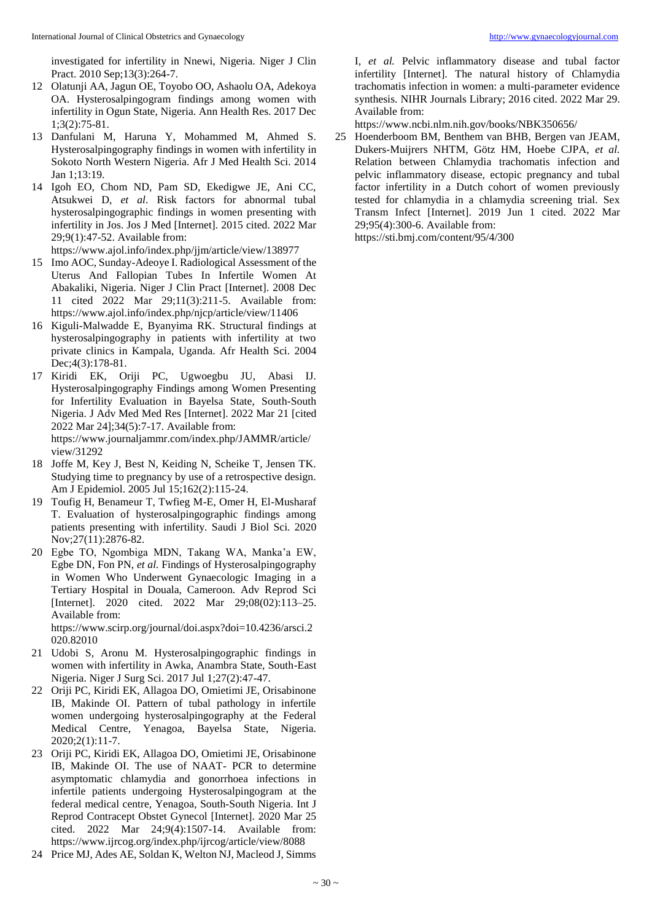investigated for infertility in Nnewi, Nigeria. Niger J Clin Pract. 2010 Sep;13(3):264-7.

12. Olatunji AA, Jagun OE, Toyobo OO, Ashaolu OA, Adekoya OA. Hysterosalpingogram findings among women with infertility in Ogun State, Nigeria. Ann Health Res. 2017 Dec 1;3(2):75-81.
13. Danfulani M, Haruna Y, Mohammed M, Ahmed S. Hysterosalpingography findings in women with infertility in Sokoto North Western Nigeria. Afr J Med Health Sci. 2014 Jan 1;13:19.
14. Igoh EO, Chom ND, Pam SD, Ekedigwe JE, Ani CC, Atsukwei D, *et al*. Risk factors for abnormal tubal hysterosalpingographic findings in women presenting with infertility in Jos. Jos J Med [Internet]. 2015 cited. 2022 Mar 29;9(1):47-52. Available from: https://www.ajol.info/index.php/jjm/article/view/138977
15. Imo AOC, Sunday-Adeoye I. Radiological Assessment of the Uterus And Fallopian Tubes In Infertile Women At Abakaliki, Nigeria. Niger J Clin Pract [Internet]. 2008 Dec 11 cited 2022 Mar 29;11(3):211-5. Available from: https://www.ajol.info/index.php/njcp/article/view/11406
16. Kiguli-Malwadde E, Byanyima RK. Structural findings at hysterosalpingography in patients with infertility at two private clinics in Kampala, Uganda. Afr Health Sci. 2004 Dec;4(3):178-81.
17. Kiridi EK, Oriji PC, Ugwoegbu JU, Abasi IJ. Hysterosalpingography Findings among Women Presenting for Infertility Evaluation in Bayelsa State, South-South Nigeria. J Adv Med Med Res [Internet]. 2022 Mar 21 [cited 2022 Mar 24];34(5):7-17. Available from: https://www.journaljammr.com/index.php/JAMMR/article/view/31292
18. Joffe M, Key J, Best N, Keiding N, Scheike T, Jensen TK. Studying time to pregnancy by use of a retrospective design. Am J Epidemiol. 2005 Jul 15;162(2):115-24.
19. Toufig H, Benameur T, Twfieg M-E, Omer H, El-Musharaf T. Evaluation of hysterosalpingographic findings among patients presenting with infertility. Saudi J Biol Sci. 2020 Nov;27(11):2876-82.
20. Egbe TO, Ngombiga MDN, Takang WA, Manka'a EW, Egbe DN, Fon PN, *et al.* Findings of Hysterosalpingography in Women Who Underwent Gynaecologic Imaging in a Tertiary Hospital in Douala, Cameroon. Adv Reprod Sci [Internet]. 2020 cited. 2022 Mar 29;08(02):113–25. Available from: https://www.scirp.org/journal/doi.aspx?doi=10.4236/arsci.2020.82010
21. Udobi S, Aronu M. Hysterosalpingographic findings in women with infertility in Awka, Anambra State, South-East Nigeria. Niger J Surg Sci. 2017 Jul 1;27(2):47-47.
22. Oriji PC, Kiridi EK, Allagoa DO, Omietimi JE, Orisabinone IB, Makinde OI. Pattern of tubal pathology in infertile women undergoing hysterosalpingography at the Federal Medical Centre, Yenagoa, Bayelsa State, Nigeria. 2020;2(1):11-7.
23. Oriji PC, Kiridi EK, Allagoa DO, Omietimi JE, Orisabinone IB, Makinde OI. The use of NAAT- PCR to determine asymptomatic chlamydia and gonorrhoea infections in infertile patients undergoing Hysterosalpingogram at the federal medical centre, Yenagoa, South-South Nigeria. Int J Reprod Contracept Obstet Gynecol [Internet]. 2020 Mar 25 cited. 2022 Mar 24;9(4):1507-14. Available from: https://www.ijrcog.org/index.php/ijrcog/article/view/8088
24. Price MJ, Ades AE, Soldan K, Welton NJ, Macleod J, Simms I, *et al.* Pelvic inflammatory disease and tubal factor infertility [Internet]. The natural history of Chlamydia trachomatis infection in women: a multi-parameter evidence synthesis. NIHR Journals Library; 2016 cited. 2022 Mar 29. Available from: https://www.ncbi.nlm.nih.gov/books/NBK350656/
25. Hoenderboom BM, Benthem van BHB, Bergen van JEAM, Dukers-Muijrers NHTM, Götz HM, Hoebe CJPA, *et al.* Relation between Chlamydia trachomatis infection and pelvic inflammatory disease, ectopic pregnancy and tubal factor infertility in a Dutch cohort of women previously tested for chlamydia in a chlamydia screening trial. Sex Transm Infect [Internet]. 2019 Jun 1 cited. 2022 Mar 29;95(4):300-6. Available from: https://sti.bmj.com/content/95/4/300